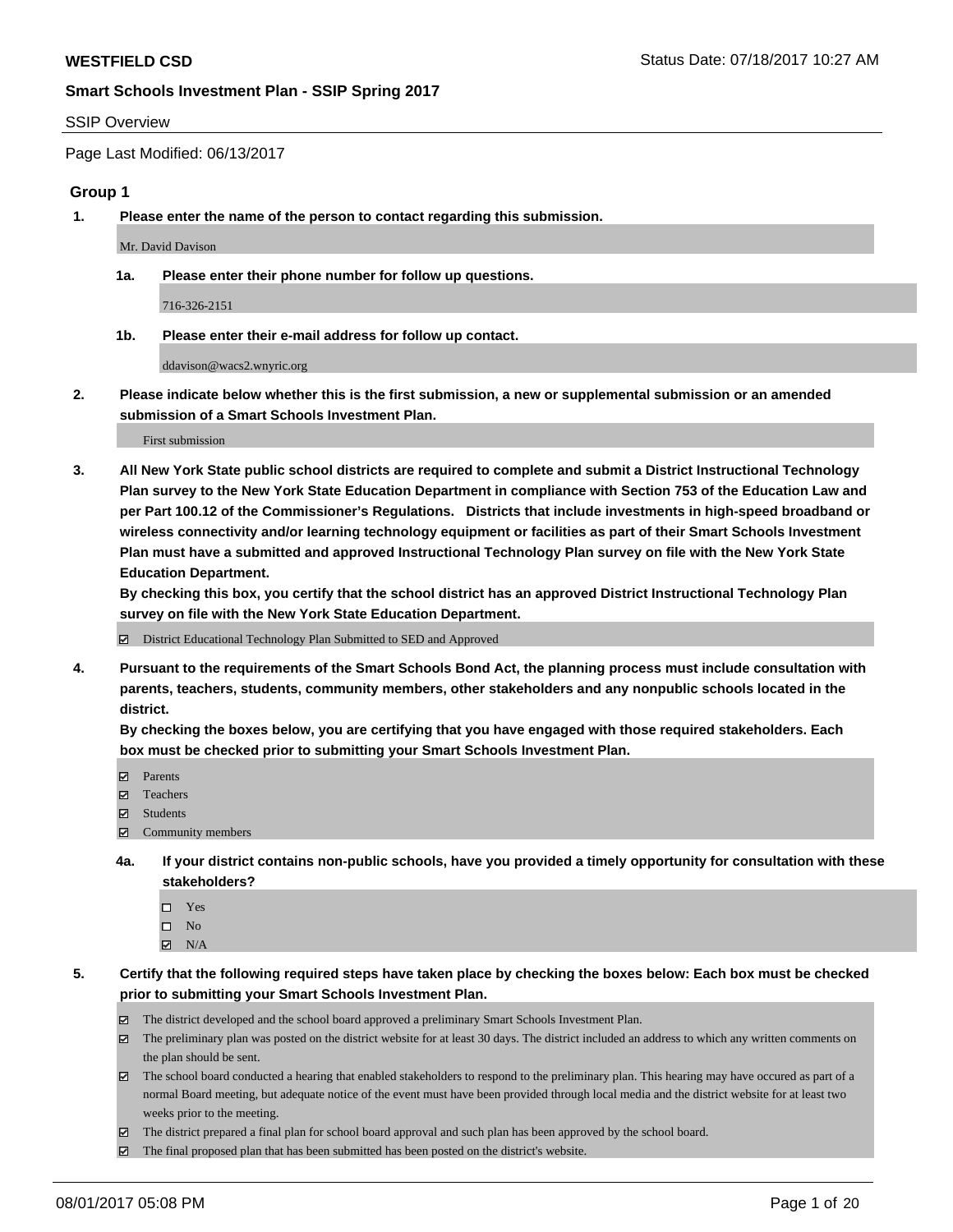**WESTFIELD CSD** Status Date: 07/18/2017 10:27 AM

**Smart Schools Investment Plan - SSIP Spring 2017**

SSIP Overview

Page Last Modified: 06/13/2017

### Group 1

**1. Please enter the name of the person to contact regarding this submission.**

Mr. David Davison

**1a. Please enter their phone number for follow up questions.**

716-326-2151

**1b. Please enter their e-mail address for follow up contact.**

ddavison@wacs2.wnyric.org

**2. Please indicate below whether this is the first submission, a new or supplemental submission or an amended submission of a Smart Schools Investment Plan.**

First submission

**3. All New York State public school districts are required to complete and submit a District Instructional Technology Plan survey to the New York State Education Department in compliance with Section 753 of the Education Law and per Part 100.12 of the Commissioner's Regulations. Districts that include investments in high-speed broadband or wireless connectivity and/or learning technology equipment or facilities as part of their Smart Schools Investment Plan must have a submitted and approved Instructional Technology Plan survey on file with the New York State Education Department.**
**By checking this box, you certify that the school district has an approved District Instructional Technology Plan survey on file with the New York State Education Department.**

☑ District Educational Technology Plan Submitted to SED and Approved

**4. Pursuant to the requirements of the Smart Schools Bond Act, the planning process must include consultation with parents, teachers, students, community members, other stakeholders and any nonpublic schools located in the district.**
**By checking the boxes below, you are certifying that you have engaged with those required stakeholders. Each box must be checked prior to submitting your Smart Schools Investment Plan.**

☑ Parents
☑ Teachers
☑ Students
☑ Community members

**4a. If your district contains non-public schools, have you provided a timely opportunity for consultation with these stakeholders?**

☐ Yes
☐ No
☑ N/A

**5. Certify that the following required steps have taken place by checking the boxes below: Each box must be checked prior to submitting your Smart Schools Investment Plan.**

☑ The district developed and the school board approved a preliminary Smart Schools Investment Plan.
☑ The preliminary plan was posted on the district website for at least 30 days. The district included an address to which any written comments on the plan should be sent.
☑ The school board conducted a hearing that enabled stakeholders to respond to the preliminary plan. This hearing may have occured as part of a normal Board meeting, but adequate notice of the event must have been provided through local media and the district website for at least two weeks prior to the meeting.
☑ The district prepared a final plan for school board approval and such plan has been approved by the school board.
☑ The final proposed plan that has been submitted has been posted on the district's website.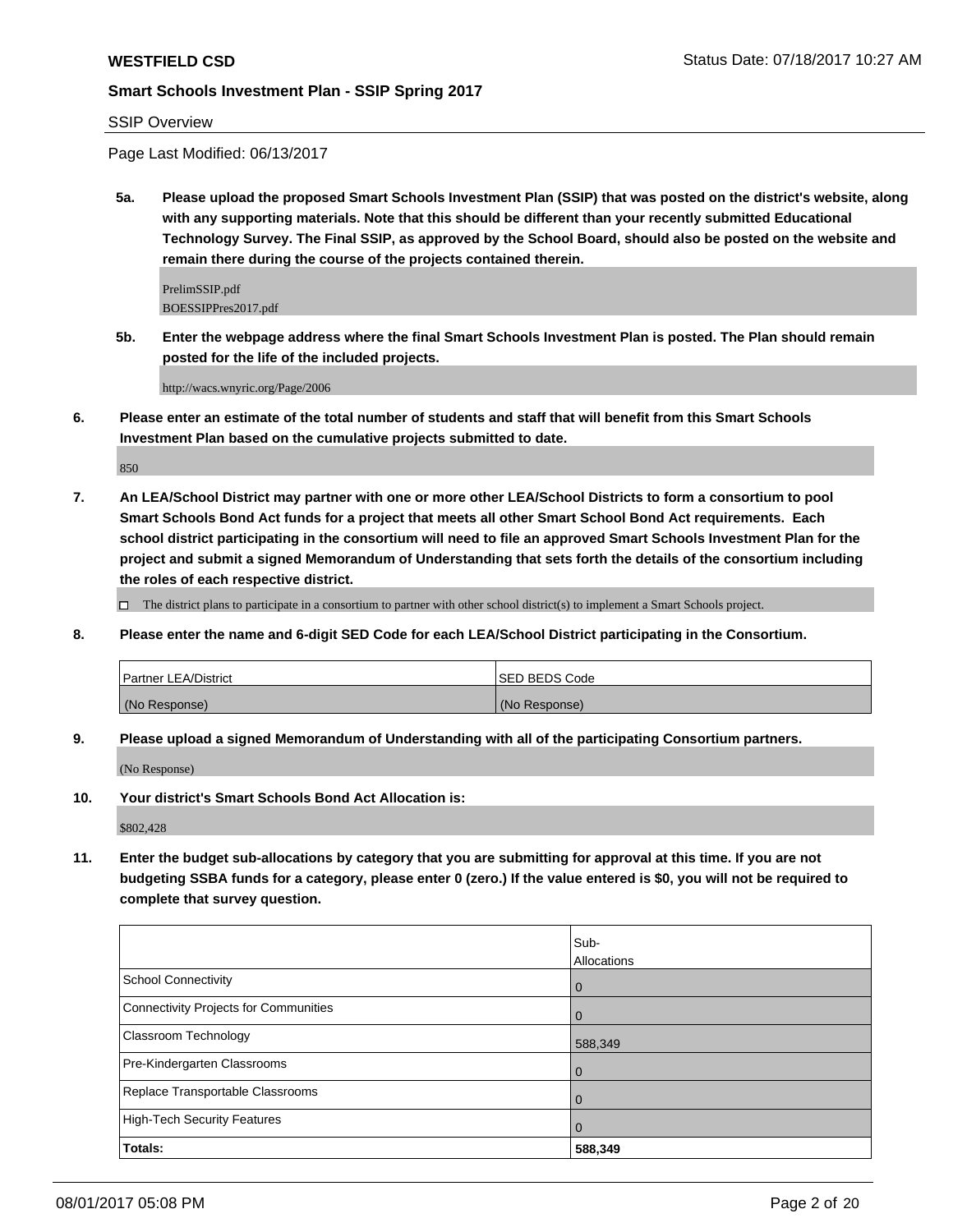**WESTFIELD CSD**

**Smart Schools Investment Plan - SSIP Spring 2017**

SSIP Overview

Page Last Modified: 06/13/2017

**5a. Please upload the proposed Smart Schools Investment Plan (SSIP) that was posted on the district's website, along with any supporting materials. Note that this should be different than your recently submitted Educational Technology Survey. The Final SSIP, as approved by the School Board, should also be posted on the website and remain there during the course of the projects contained therein.**

PrelimSSIP.pdf
BOESSIPPres2017.pdf

**5b. Enter the webpage address where the final Smart Schools Investment Plan is posted. The Plan should remain posted for the life of the included projects.**

http://wacs.wnyric.org/Page/2006

**6. Please enter an estimate of the total number of students and staff that will benefit from this Smart Schools Investment Plan based on the cumulative projects submitted to date.**

850

**7. An LEA/School District may partner with one or more other LEA/School Districts to form a consortium to pool Smart Schools Bond Act funds for a project that meets all other Smart School Bond Act requirements. Each school district participating in the consortium will need to file an approved Smart Schools Investment Plan for the project and submit a signed Memorandum of Understanding that sets forth the details of the consortium including the roles of each respective district.**

☐ The district plans to participate in a consortium to partner with other school district(s) to implement a Smart Schools project.

**8. Please enter the name and 6-digit SED Code for each LEA/School District participating in the Consortium.**

| Partner LEA/District | SED BEDS Code |
|---|---|
| (No Response) | (No Response) |

**9. Please upload a signed Memorandum of Understanding with all of the participating Consortium partners.**

(No Response)

**10. Your district's Smart Schools Bond Act Allocation is:**

$802,428

**11. Enter the budget sub-allocations by category that you are submitting for approval at this time. If you are not budgeting SSBA funds for a category, please enter 0 (zero.) If the value entered is $0, you will not be required to complete that survey question.**

| | Sub-Allocations |
|---|---|
| School Connectivity | 0 |
| Connectivity Projects for Communities | 0 |
| Classroom Technology | 588,349 |
| Pre-Kindergarten Classrooms | 0 |
| Replace Transportable Classrooms | 0 |
| High-Tech Security Features | 0 |
| **Totals:** | **588,349** |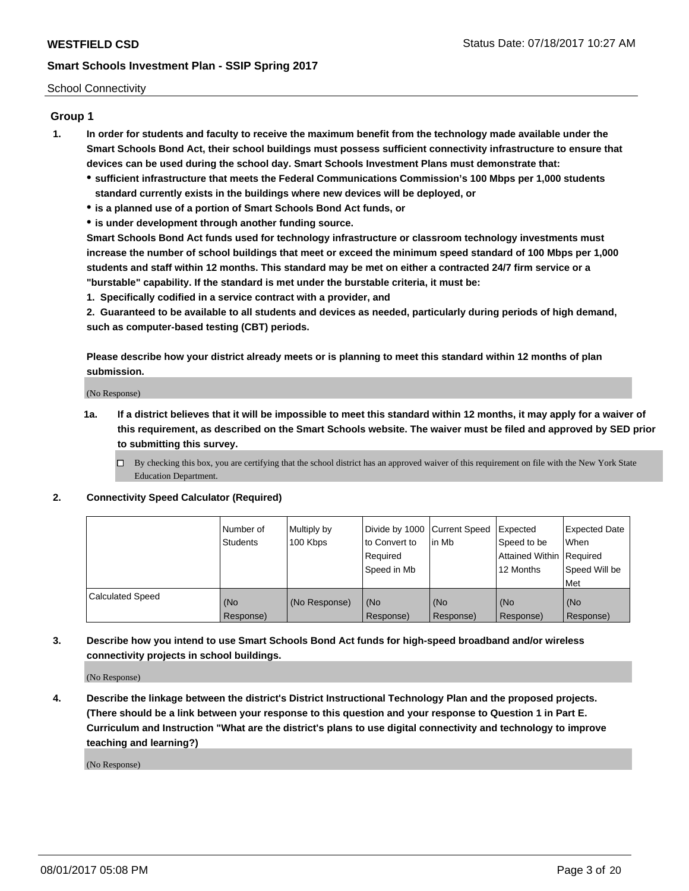School Connectivity

## Group 1

1. **In order for students and faculty to receive the maximum benefit from the technology made available under the Smart Schools Bond Act, their school buildings must possess sufficient connectivity infrastructure to ensure that devices can be used during the school day. Smart Schools Investment Plans must demonstrate that:**
   - **sufficient infrastructure that meets the Federal Communications Commission's 100 Mbps per 1,000 students standard currently exists in the buildings where new devices will be deployed, or**
   - **is a planned use of a portion of Smart Schools Bond Act funds, or**
   - **is under development through another funding source.**

   **Smart Schools Bond Act funds used for technology infrastructure or classroom technology investments must increase the number of school buildings that meet or exceed the minimum speed standard of 100 Mbps per 1,000 students and staff within 12 months. This standard may be met on either a contracted 24/7 firm service or a "burstable" capability. If the standard is met under the burstable criteria, it must be:**

   **1. Specifically codified in a service contract with a provider, and**

   **2. Guaranteed to be available to all students and devices as needed, particularly during periods of high demand, such as computer-based testing (CBT) periods.**

   **Please describe how your district already meets or is planning to meet this standard within 12 months of plan submission.**

   (No Response)

   **1a. If a district believes that it will be impossible to meet this standard within 12 months, it may apply for a waiver of this requirement, as described on the Smart Schools website. The waiver must be filed and approved by SED prior to submitting this survey.**

   - [ ] By checking this box, you are certifying that the school district has an approved waiver of this requirement on file with the New York State Education Department.

2. **Connectivity Speed Calculator (Required)**

| | Number of Students | Multiply by 100 Kbps | Divide by 1000 to Convert to Required Speed in Mb | Current Speed in Mb | Expected Speed to be Attained Within 12 Months | Expected Date When Required Speed Will be Met |
|---|---|---|---|---|---|---|
| Calculated Speed | (No Response) | (No Response) | (No Response) | (No Response) | (No Response) | (No Response) |

3. **Describe how you intend to use Smart Schools Bond Act funds for high-speed broadband and/or wireless connectivity projects in school buildings.**

   (No Response)

4. **Describe the linkage between the district's District Instructional Technology Plan and the proposed projects. (There should be a link between your response to this question and your response to Question 1 in Part E. Curriculum and Instruction "What are the district's plans to use digital connectivity and technology to improve teaching and learning?)**

   (No Response)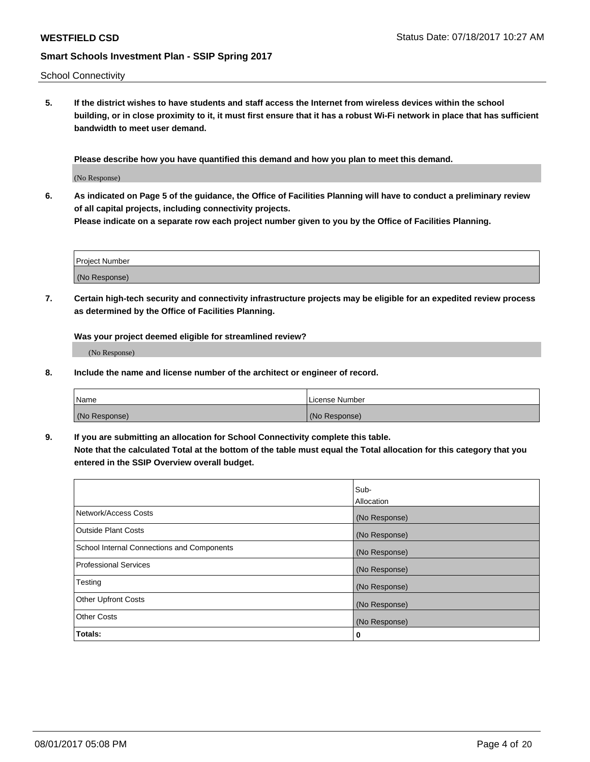School Connectivity

**5. If the district wishes to have students and staff access the Internet from wireless devices within the school building, or in close proximity to it, it must first ensure that it has a robust Wi-Fi network in place that has sufficient bandwidth to meet user demand.**

**Please describe how you have quantified this demand and how you plan to meet this demand.**

(No Response)

**6. As indicated on Page 5 of the guidance, the Office of Facilities Planning will have to conduct a preliminary review of all capital projects, including connectivity projects.**
**Please indicate on a separate row each project number given to you by the Office of Facilities Planning.**

| Project Number |
|---|
| (No Response) |

**7. Certain high-tech security and connectivity infrastructure projects may be eligible for an expedited review process as determined by the Office of Facilities Planning.**

**Was your project deemed eligible for streamlined review?**

(No Response)

**8. Include the name and license number of the architect or engineer of record.**

| Name | License Number |
|---|---|
| (No Response) | (No Response) |

**9. If you are submitting an allocation for School Connectivity complete this table.**
**Note that the calculated Total at the bottom of the table must equal the Total allocation for this category that you entered in the SSIP Overview overall budget.**

| | Sub-Allocation |
|---|---|
| Network/Access Costs | (No Response) |
| Outside Plant Costs | (No Response) |
| School Internal Connections and Components | (No Response) |
| Professional Services | (No Response) |
| Testing | (No Response) |
| Other Upfront Costs | (No Response) |
| Other Costs | (No Response) |
| **Totals:** | **0** |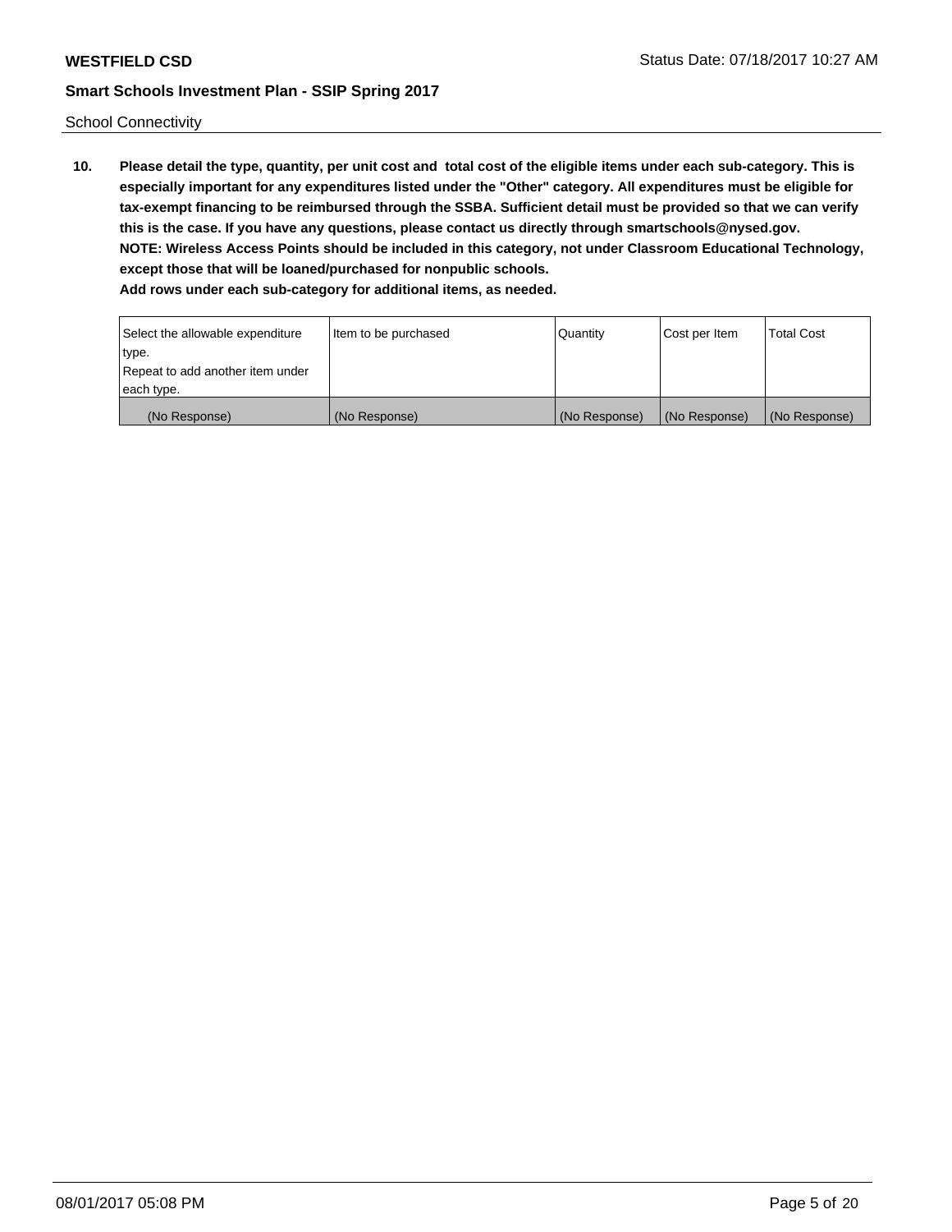School Connectivity

10. **Please detail the type, quantity, per unit cost and total cost of the eligible items under each sub-category. This is especially important for any expenditures listed under the "Other" category. All expenditures must be eligible for tax-exempt financing to be reimbursed through the SSBA. Sufficient detail must be provided so that we can verify this is the case. If you have any questions, please contact us directly through smartschools@nysed.gov.**
    **NOTE: Wireless Access Points should be included in this category, not under Classroom Educational Technology, except those that will be loaned/purchased for nonpublic schools.**
    **Add rows under each sub-category for additional items, as needed.**

| Select the allowable expenditure type. Repeat to add another item under each type. | Item to be purchased | Quantity | Cost per Item | Total Cost |
|---|---|---|---|---|
| (No Response) | (No Response) | (No Response) | (No Response) | (No Response) |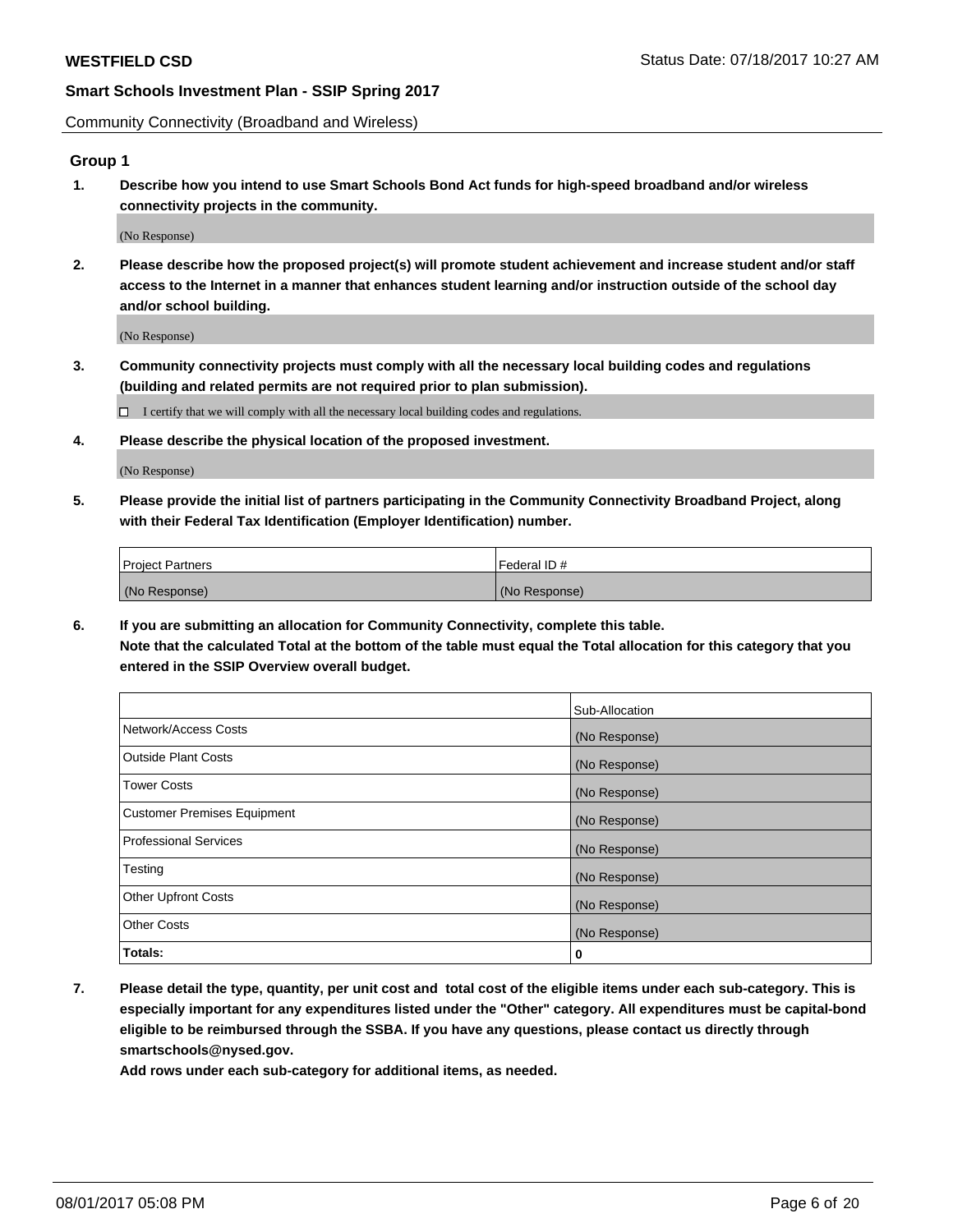Community Connectivity (Broadband and Wireless)

## Group 1

**1. Describe how you intend to use Smart Schools Bond Act funds for high-speed broadband and/or wireless connectivity projects in the community.**

(No Response)

**2. Please describe how the proposed project(s) will promote student achievement and increase student and/or staff access to the Internet in a manner that enhances student learning and/or instruction outside of the school day and/or school building.**

(No Response)

**3. Community connectivity projects must comply with all the necessary local building codes and regulations (building and related permits are not required prior to plan submission).**

☐ I certify that we will comply with all the necessary local building codes and regulations.

**4. Please describe the physical location of the proposed investment.**

(No Response)

**5. Please provide the initial list of partners participating in the Community Connectivity Broadband Project, along with their Federal Tax Identification (Employer Identification) number.**

| Project Partners | Federal ID # |
|---|---|
| (No Response) | (No Response) |

**6. If you are submitting an allocation for Community Connectivity, complete this table. Note that the calculated Total at the bottom of the table must equal the Total allocation for this category that you entered in the SSIP Overview overall budget.**

| | Sub-Allocation |
|---|---|
| Network/Access Costs | (No Response) |
| Outside Plant Costs | (No Response) |
| Tower Costs | (No Response) |
| Customer Premises Equipment | (No Response) |
| Professional Services | (No Response) |
| Testing | (No Response) |
| Other Upfront Costs | (No Response) |
| Other Costs | (No Response) |
| **Totals:** | **0** |

**7. Please detail the type, quantity, per unit cost and total cost of the eligible items under each sub-category. This is especially important for any expenditures listed under the "Other" category. All expenditures must be capital-bond eligible to be reimbursed through the SSBA. If you have any questions, please contact us directly through smartschools@nysed.gov.**

**Add rows under each sub-category for additional items, as needed.**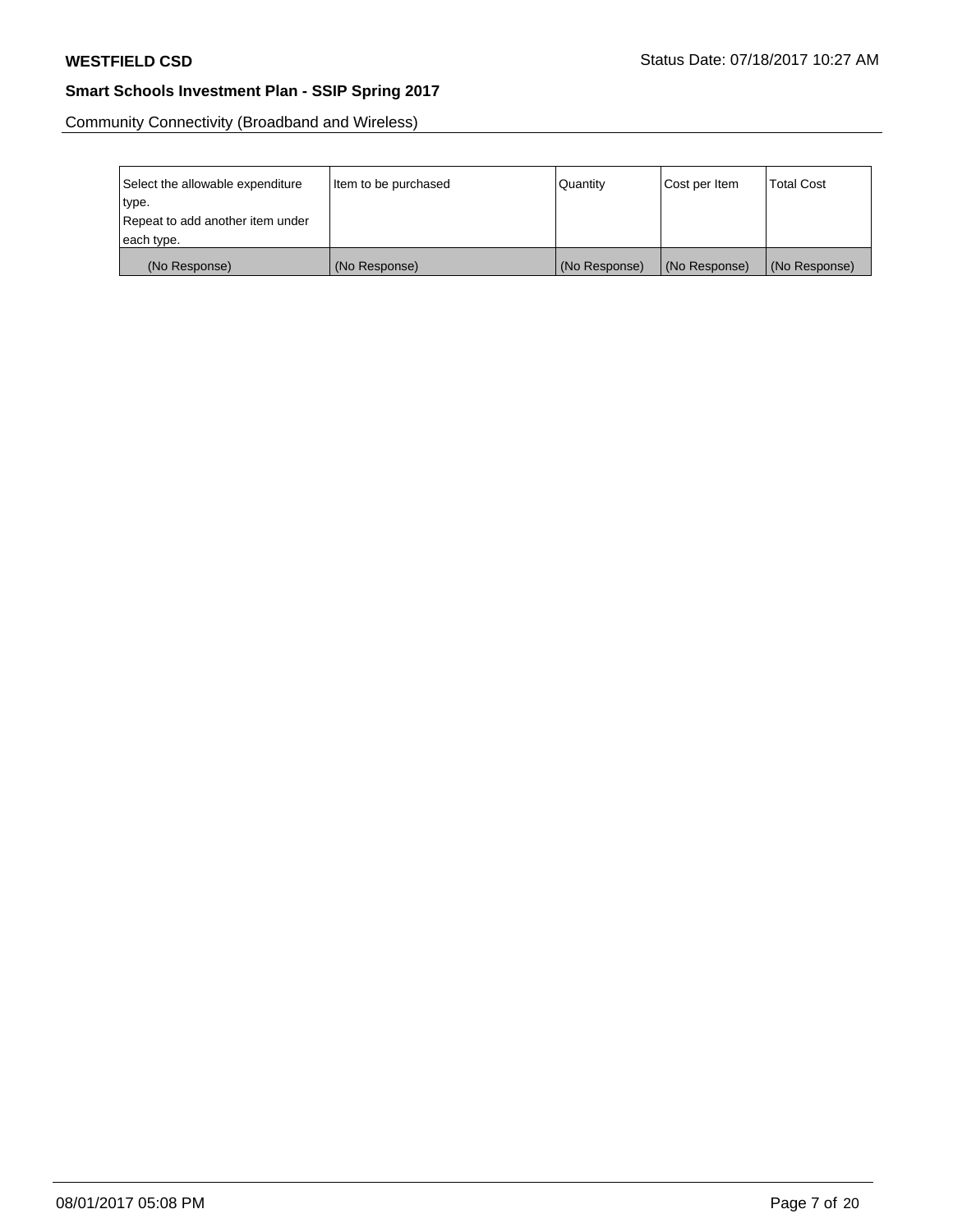Community Connectivity (Broadband and Wireless)

| Select the allowable expenditure type. Repeat to add another item under each type. | Item to be purchased | Quantity | Cost per Item | Total Cost |
|---|---|---|---|---|
| (No Response) | (No Response) | (No Response) | (No Response) | (No Response) |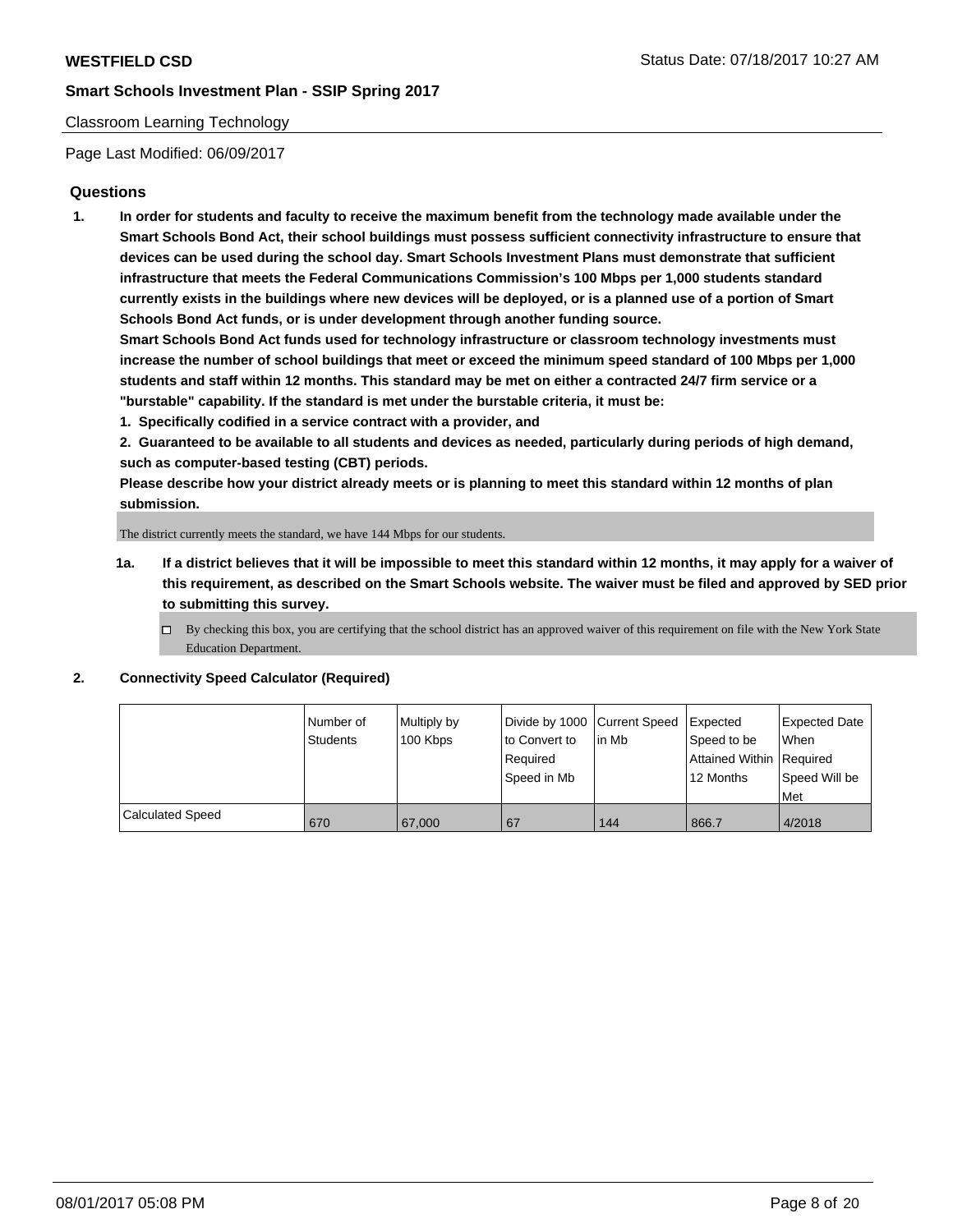**WESTFIELD CSD**

**Smart Schools Investment Plan - SSIP Spring 2017**

Classroom Learning Technology

Page Last Modified: 06/09/2017

## Questions

**1. In order for students and faculty to receive the maximum benefit from the technology made available under the Smart Schools Bond Act, their school buildings must possess sufficient connectivity infrastructure to ensure that devices can be used during the school day. Smart Schools Investment Plans must demonstrate that sufficient infrastructure that meets the Federal Communications Commission's 100 Mbps per 1,000 students standard currently exists in the buildings where new devices will be deployed, or is a planned use of a portion of Smart Schools Bond Act funds, or is under development through another funding source.**

**Smart Schools Bond Act funds used for technology infrastructure or classroom technology investments must increase the number of school buildings that meet or exceed the minimum speed standard of 100 Mbps per 1,000 students and staff within 12 months. This standard may be met on either a contracted 24/7 firm service or a "burstable" capability. If the standard is met under the burstable criteria, it must be:**

**1. Specifically codified in a service contract with a provider, and**

**2. Guaranteed to be available to all students and devices as needed, particularly during periods of high demand, such as computer-based testing (CBT) periods.**

**Please describe how your district already meets or is planning to meet this standard within 12 months of plan submission.**

The district currently meets the standard, we have 144 Mbps for our students.

**1a. If a district believes that it will be impossible to meet this standard within 12 months, it may apply for a waiver of this requirement, as described on the Smart Schools website. The waiver must be filed and approved by SED prior to submitting this survey.**

- ☐ By checking this box, you are certifying that the school district has an approved waiver of this requirement on file with the New York State Education Department.

**2. Connectivity Speed Calculator (Required)**

| | Number of Students | Multiply by 100 Kbps | Divide by 1000 to Convert to Required Speed in Mb | Current Speed in Mb | Expected Speed to be Attained Within 12 Months | Expected Date When Required Speed Will be Met |
|---|---|---|---|---|---|---|
| Calculated Speed | 670 | 67,000 | 67 | 144 | 866.7 | 4/2018 |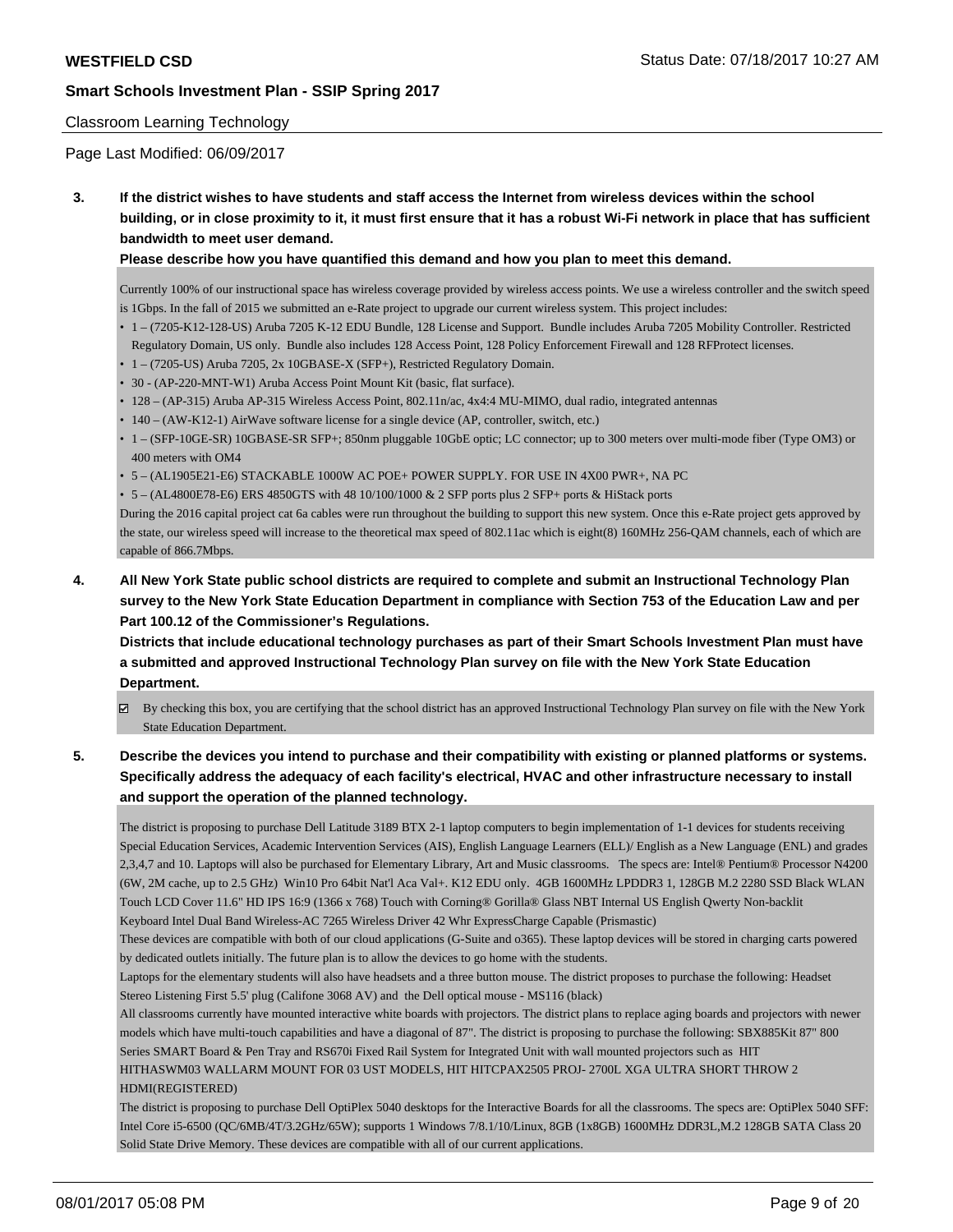Classroom Learning Technology

Page Last Modified: 06/09/2017

**3. If the district wishes to have students and staff access the Internet from wireless devices within the school building, or in close proximity to it, it must first ensure that it has a robust Wi-Fi network in place that has sufficient bandwidth to meet user demand.**

**Please describe how you have quantified this demand and how you plan to meet this demand.**

Currently 100% of our instructional space has wireless coverage provided by wireless access points. We use a wireless controller and the switch speed is 1Gbps. In the fall of 2015 we submitted an e-Rate project to upgrade our current wireless system. This project includes:

- 1 – (7205-K12-128-US) Aruba 7205 K-12 EDU Bundle, 128 License and Support. Bundle includes Aruba 7205 Mobility Controller. Restricted Regulatory Domain, US only. Bundle also includes 128 Access Point, 128 Policy Enforcement Firewall and 128 RFProtect licenses.
- 1 – (7205-US) Aruba 7205, 2x 10GBASE-X (SFP+), Restricted Regulatory Domain.
- 30 - (AP-220-MNT-W1) Aruba Access Point Mount Kit (basic, flat surface).
- 128 – (AP-315) Aruba AP-315 Wireless Access Point, 802.11n/ac, 4x4:4 MU-MIMO, dual radio, integrated antennas
- 140 – (AW-K12-1) AirWave software license for a single device (AP, controller, switch, etc.)
- 1 – (SFP-10GE-SR) 10GBASE-SR SFP+; 850nm pluggable 10GbE optic; LC connector; up to 300 meters over multi-mode fiber (Type OM3) or 400 meters with OM4
- 5 – (AL1905E21-E6) STACKABLE 1000W AC POE+ POWER SUPPLY. FOR USE IN 4X00 PWR+, NA PC
- 5 – (AL4800E78-E6) ERS 4850GTS with 48 10/100/1000 & 2 SFP ports plus 2 SFP+ ports & HiStack ports

During the 2016 capital project cat 6a cables were run throughout the building to support this new system. Once this e-Rate project gets approved by the state, our wireless speed will increase to the theoretical max speed of 802.11ac which is eight(8) 160MHz 256-QAM channels, each of which are capable of 866.7Mbps.

**4. All New York State public school districts are required to complete and submit an Instructional Technology Plan survey to the New York State Education Department in compliance with Section 753 of the Education Law and per Part 100.12 of the Commissioner's Regulations.**

**Districts that include educational technology purchases as part of their Smart Schools Investment Plan must have a submitted and approved Instructional Technology Plan survey on file with the New York State Education Department.**

☑ By checking this box, you are certifying that the school district has an approved Instructional Technology Plan survey on file with the New York State Education Department.

**5. Describe the devices you intend to purchase and their compatibility with existing or planned platforms or systems. Specifically address the adequacy of each facility's electrical, HVAC and other infrastructure necessary to install and support the operation of the planned technology.**

The district is proposing to purchase Dell Latitude 3189 BTX 2-1 laptop computers to begin implementation of 1-1 devices for students receiving Special Education Services, Academic Intervention Services (AIS), English Language Learners (ELL)/ English as a New Language (ENL) and grades 2,3,4,7 and 10. Laptops will also be purchased for Elementary Library, Art and Music classrooms. The specs are: Intel® Pentium® Processor N4200 (6W, 2M cache, up to 2.5 GHz) Win10 Pro 64bit Nat'l Aca Val+. K12 EDU only. 4GB 1600MHz LPDDR3 1, 128GB M.2 2280 SSD Black WLAN Touch LCD Cover 11.6" HD IPS 16:9 (1366 x 768) Touch with Corning® Gorilla® Glass NBT Internal US English Qwerty Non-backlit Keyboard Intel Dual Band Wireless-AC 7265 Wireless Driver 42 Whr ExpressCharge Capable (Prismastic)

These devices are compatible with both of our cloud applications (G-Suite and o365). These laptop devices will be stored in charging carts powered by dedicated outlets initially. The future plan is to allow the devices to go home with the students.

Laptops for the elementary students will also have headsets and a three button mouse. The district proposes to purchase the following: Headset Stereo Listening First 5.5' plug (Califone 3068 AV) and the Dell optical mouse - MS116 (black)

All classrooms currently have mounted interactive white boards with projectors. The district plans to replace aging boards and projectors with newer models which have multi-touch capabilities and have a diagonal of 87". The district is proposing to purchase the following: SBX885Kit 87" 800 Series SMART Board & Pen Tray and RS670i Fixed Rail System for Integrated Unit with wall mounted projectors such as HIT HITHASWM03 WALLARM MOUNT FOR 03 UST MODELS, HIT HITCPAX2505 PROJ- 2700L XGA ULTRA SHORT THROW 2 HDMI(REGISTERED)

The district is proposing to purchase Dell OptiPlex 5040 desktops for the Interactive Boards for all the classrooms. The specs are: OptiPlex 5040 SFF: Intel Core i5-6500 (QC/6MB/4T/3.2GHz/65W); supports 1 Windows 7/8.1/10/Linux, 8GB (1x8GB) 1600MHz DDR3L,M.2 128GB SATA Class 20 Solid State Drive Memory. These devices are compatible with all of our current applications.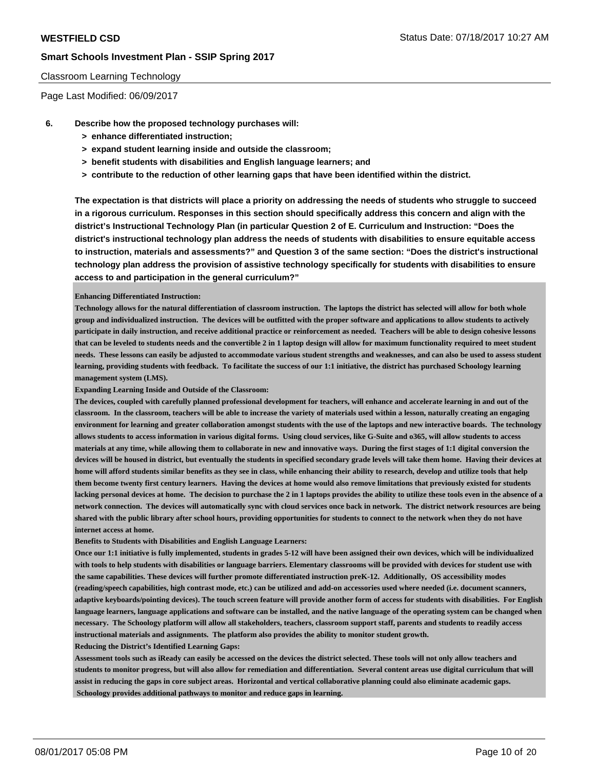Classroom Learning Technology

Page Last Modified: 06/09/2017

**6. Describe how the proposed technology purchases will:**

- **> enhance differentiated instruction;**
- **> expand student learning inside and outside the classroom;**
- **> benefit students with disabilities and English language learners; and**
- **> contribute to the reduction of other learning gaps that have been identified within the district.**

**The expectation is that districts will place a priority on addressing the needs of students who struggle to succeed in a rigorous curriculum. Responses in this section should specifically address this concern and align with the district's Instructional Technology Plan (in particular Question 2 of E. Curriculum and Instruction: "Does the district's instructional technology plan address the needs of students with disabilities to ensure equitable access to instruction, materials and assessments?" and Question 3 of the same section: "Does the district's instructional technology plan address the provision of assistive technology specifically for students with disabilities to ensure access to and participation in the general curriculum?"**

**Enhancing Differentiated Instruction:**

Technology allows for the natural differentiation of classroom instruction. The laptops the district has selected will allow for both whole group and individualized instruction. The devices will be outfitted with the proper software and applications to allow students to actively participate in daily instruction, and receive additional practice or reinforcement as needed. Teachers will be able to design cohesive lessons that can be leveled to students needs and the convertible 2 in 1 laptop design will allow for maximum functionality required to meet student needs. These lessons can easily be adjusted to accommodate various student strengths and weaknesses, and can also be used to assess student learning, providing students with feedback. To facilitate the success of our 1:1 initiative, the district has purchased Schoology learning management system (LMS).

**Expanding Learning Inside and Outside of the Classroom:**

The devices, coupled with carefully planned professional development for teachers, will enhance and accelerate learning in and out of the classroom. In the classroom, teachers will be able to increase the variety of materials used within a lesson, naturally creating an engaging environment for learning and greater collaboration amongst students with the use of the laptops and new interactive boards. The technology allows students to access information in various digital forms. Using cloud services, like G-Suite and o365, will allow students to access materials at any time, while allowing them to collaborate in new and innovative ways. During the first stages of 1:1 digital conversion the devices will be housed in district, but eventually the students in specified secondary grade levels will take them home. Having their devices at home will afford students similar benefits as they see in class, while enhancing their ability to research, develop and utilize tools that help them become twenty first century learners. Having the devices at home would also remove limitations that previously existed for students lacking personal devices at home. The decision to purchase the 2 in 1 laptops provides the ability to utilize these tools even in the absence of a network connection. The devices will automatically sync with cloud services once back in network. The district network resources are being shared with the public library after school hours, providing opportunities for students to connect to the network when they do not have internet access at home.

**Benefits to Students with Disabilities and English Language Learners:**

Once our 1:1 initiative is fully implemented, students in grades 5-12 will have been assigned their own devices, which will be individualized with tools to help students with disabilities or language barriers. Elementary classrooms will be provided with devices for student use with the same capabilities. These devices will further promote differentiated instruction preK-12. Additionally, OS accessibility modes (reading/speech capabilities, high contrast mode, etc.) can be utilized and add-on accessories used where needed (i.e. document scanners, adaptive keyboards/pointing devices). The touch screen feature will provide another form of access for students with disabilities. For English language learners, language applications and software can be installed, and the native language of the operating system can be changed when necessary. The Schoology platform will allow all stakeholders, teachers, classroom support staff, parents and students to readily access instructional materials and assignments. The platform also provides the ability to monitor student growth.

**Reducing the District's Identified Learning Gaps:**

Assessment tools such as iReady can easily be accessed on the devices the district selected. These tools will not only allow teachers and students to monitor progress, but will also allow for remediation and differentiation. Several content areas use digital curriculum that will assist in reducing the gaps in core subject areas. Horizontal and vertical collaborative planning could also eliminate academic gaps. Schoology provides additional pathways to monitor and reduce gaps in learning.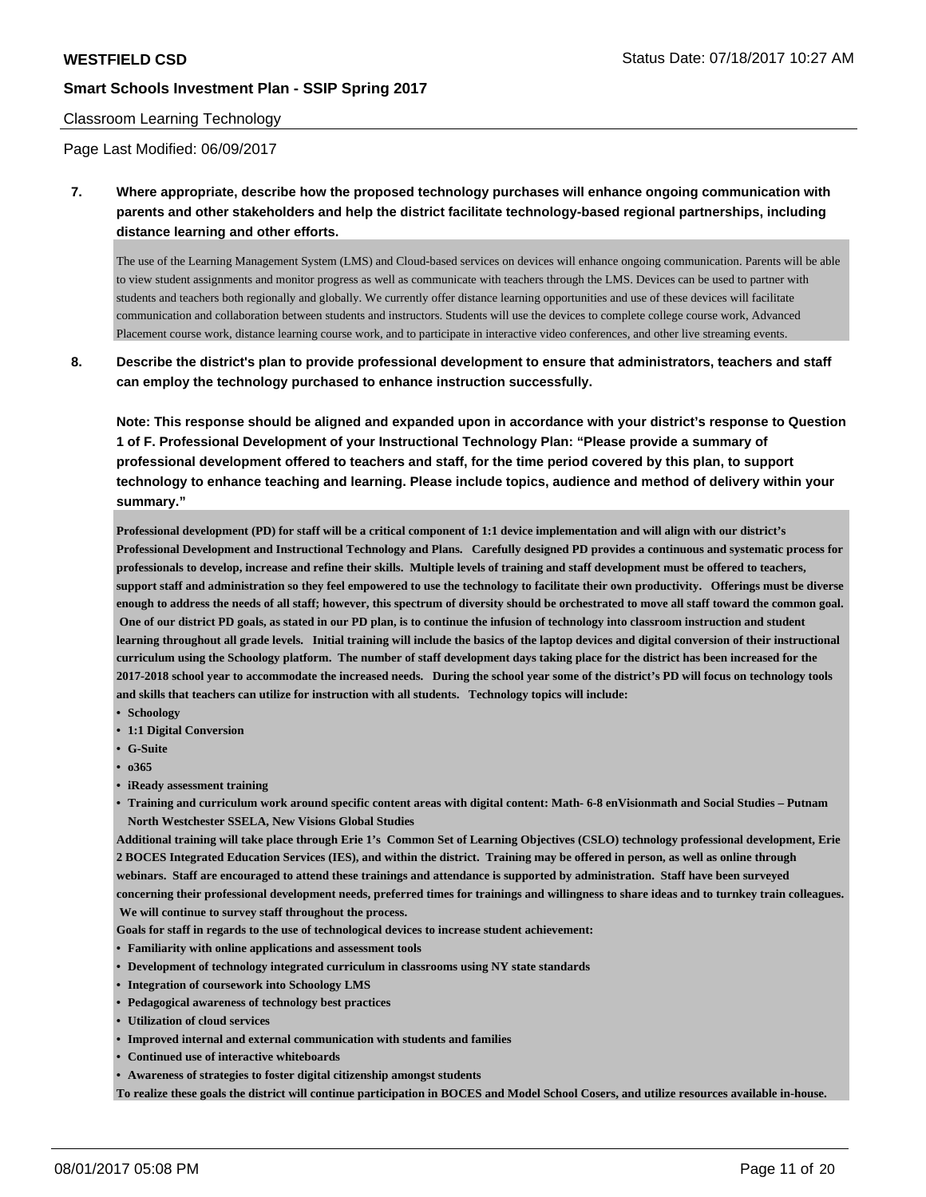Classroom Learning Technology

Page Last Modified: 06/09/2017

**7. Where appropriate, describe how the proposed technology purchases will enhance ongoing communication with parents and other stakeholders and help the district facilitate technology-based regional partnerships, including distance learning and other efforts.**

The use of the Learning Management System (LMS) and Cloud-based services on devices will enhance ongoing communication. Parents will be able to view student assignments and monitor progress as well as communicate with teachers through the LMS. Devices can be used to partner with students and teachers both regionally and globally. We currently offer distance learning opportunities and use of these devices will facilitate communication and collaboration between students and instructors. Students will use the devices to complete college course work, Advanced Placement course work, distance learning course work, and to participate in interactive video conferences, and other live streaming events.

**8. Describe the district's plan to provide professional development to ensure that administrators, teachers and staff can employ the technology purchased to enhance instruction successfully.**

**Note: This response should be aligned and expanded upon in accordance with your district's response to Question 1 of F. Professional Development of your Instructional Technology Plan: "Please provide a summary of professional development offered to teachers and staff, for the time period covered by this plan, to support technology to enhance teaching and learning. Please include topics, audience and method of delivery within your summary."**

**Professional development (PD) for staff will be a critical component of 1:1 device implementation and will align with our district's Professional Development and Instructional Technology and Plans. Carefully designed PD provides a continuous and systematic process for professionals to develop, increase and refine their skills. Multiple levels of training and staff development must be offered to teachers, support staff and administration so they feel empowered to use the technology to facilitate their own productivity. Offerings must be diverse enough to address the needs of all staff; however, this spectrum of diversity should be orchestrated to move all staff toward the common goal. One of our district PD goals, as stated in our PD plan, is to continue the infusion of technology into classroom instruction and student learning throughout all grade levels. Initial training will include the basics of the laptop devices and digital conversion of their instructional curriculum using the Schoology platform. The number of staff development days taking place for the district has been increased for the 2017-2018 school year to accommodate the increased needs. During the school year some of the district's PD will focus on technology tools and skills that teachers can utilize for instruction with all students. Technology topics will include:**

- **Schoology**
- **1:1 Digital Conversion**
- **G-Suite**
- **o365**
- **iReady assessment training**
- **Training and curriculum work around specific content areas with digital content: Math- 6-8 enVisionmath and Social Studies – Putnam North Westchester SSELA, New Visions Global Studies**

**Additional training will take place through Erie 1's Common Set of Learning Objectives (CSLO) technology professional development, Erie 2 BOCES Integrated Education Services (IES), and within the district. Training may be offered in person, as well as online through webinars. Staff are encouraged to attend these trainings and attendance is supported by administration. Staff have been surveyed concerning their professional development needs, preferred times for trainings and willingness to share ideas and to turnkey train colleagues. We will continue to survey staff throughout the process.**

**Goals for staff in regards to the use of technological devices to increase student achievement:**

- **Familiarity with online applications and assessment tools**
- **Development of technology integrated curriculum in classrooms using NY state standards**
- **Integration of coursework into Schoology LMS**
- **Pedagogical awareness of technology best practices**
- **Utilization of cloud services**
- **Improved internal and external communication with students and families**
- **Continued use of interactive whiteboards**
- **Awareness of strategies to foster digital citizenship amongst students**

**To realize these goals the district will continue participation in BOCES and Model School Cosers, and utilize resources available in-house.**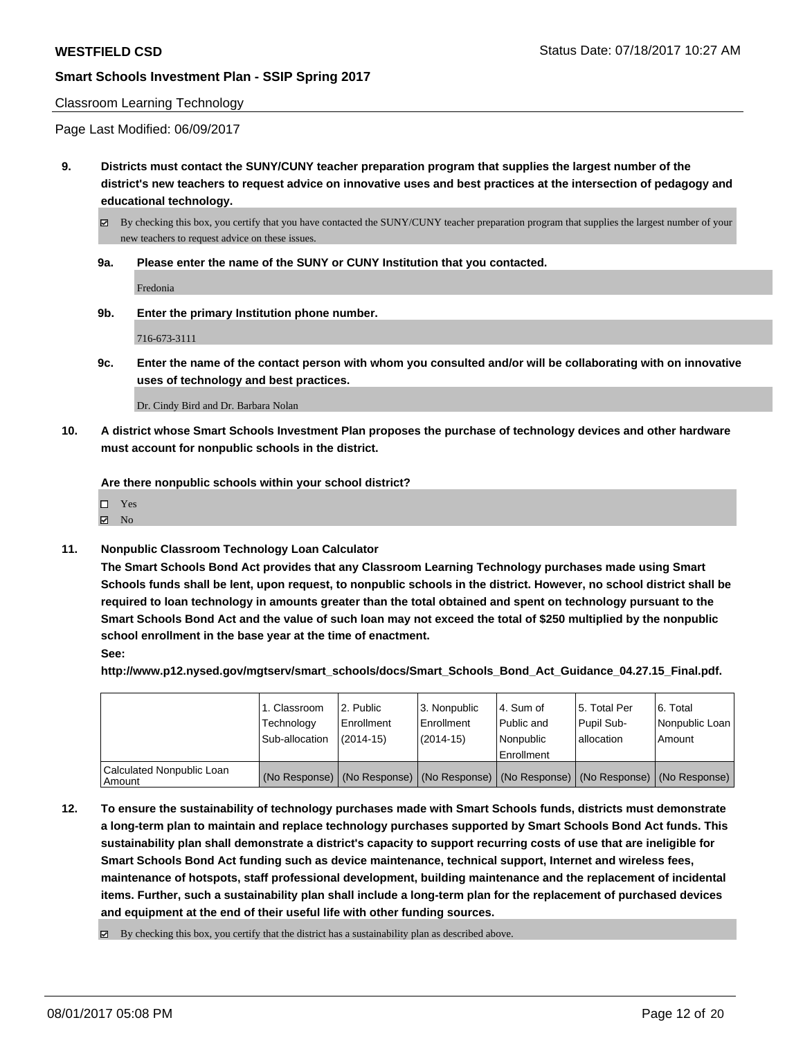Classroom Learning Technology

Page Last Modified: 06/09/2017

**9. Districts must contact the SUNY/CUNY teacher preparation program that supplies the largest number of the district's new teachers to request advice on innovative uses and best practices at the intersection of pedagogy and educational technology.**

☑ By checking this box, you certify that you have contacted the SUNY/CUNY teacher preparation program that supplies the largest number of your new teachers to request advice on these issues.

**9a. Please enter the name of the SUNY or CUNY Institution that you contacted.**

Fredonia

**9b. Enter the primary Institution phone number.**

716-673-3111

**9c. Enter the name of the contact person with whom you consulted and/or will be collaborating with on innovative uses of technology and best practices.**

Dr. Cindy Bird and Dr. Barbara Nolan

**10. A district whose Smart Schools Investment Plan proposes the purchase of technology devices and other hardware must account for nonpublic schools in the district.**

**Are there nonpublic schools within your school district?**

☐ Yes
☑ No

**11. Nonpublic Classroom Technology Loan Calculator**

**The Smart Schools Bond Act provides that any Classroom Learning Technology purchases made using Smart Schools funds shall be lent, upon request, to nonpublic schools in the district. However, no school district shall be required to loan technology in amounts greater than the total obtained and spent on technology pursuant to the Smart Schools Bond Act and the value of such loan may not exceed the total of $250 multiplied by the nonpublic school enrollment in the base year at the time of enactment.**

**See:**

**http://www.p12.nysed.gov/mgtserv/smart_schools/docs/Smart_Schools_Bond_Act_Guidance_04.27.15_Final.pdf.**

| | 1. Classroom Technology Sub-allocation | 2. Public Enrollment (2014-15) | 3. Nonpublic Enrollment (2014-15) | 4. Sum of Public and Nonpublic Enrollment | 5. Total Per Pupil Sub-allocation | 6. Total Nonpublic Loan Amount |
|---|---|---|---|---|---|---|
| Calculated Nonpublic Loan Amount | (No Response) | (No Response) | (No Response) | (No Response) | (No Response) | (No Response) |

**12. To ensure the sustainability of technology purchases made with Smart Schools funds, districts must demonstrate a long-term plan to maintain and replace technology purchases supported by Smart Schools Bond Act funds. This sustainability plan shall demonstrate a district's capacity to support recurring costs of use that are ineligible for Smart Schools Bond Act funding such as device maintenance, technical support, Internet and wireless fees, maintenance of hotspots, staff professional development, building maintenance and the replacement of incidental items. Further, such a sustainability plan shall include a long-term plan for the replacement of purchased devices and equipment at the end of their useful life with other funding sources.**

☑ By checking this box, you certify that the district has a sustainability plan as described above.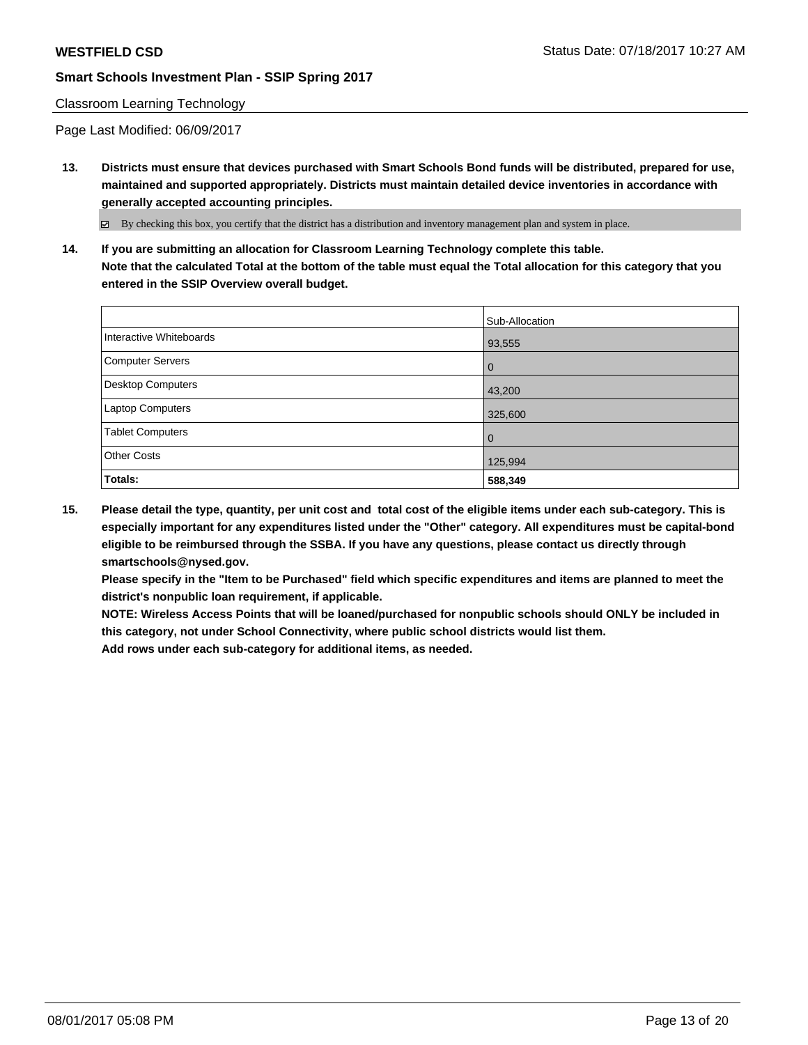Classroom Learning Technology

Page Last Modified: 06/09/2017

**13. Districts must ensure that devices purchased with Smart Schools Bond funds will be distributed, prepared for use, maintained and supported appropriately. Districts must maintain detailed device inventories in accordance with generally accepted accounting principles.**

☑ By checking this box, you certify that the district has a distribution and inventory management plan and system in place.

**14. If you are submitting an allocation for Classroom Learning Technology complete this table. Note that the calculated Total at the bottom of the table must equal the Total allocation for this category that you entered in the SSIP Overview overall budget.**

| | Sub-Allocation |
|---|---|
| Interactive Whiteboards | 93,555 |
| Computer Servers | 0 |
| Desktop Computers | 43,200 |
| Laptop Computers | 325,600 |
| Tablet Computers | 0 |
| Other Costs | 125,994 |
| **Totals:** | **588,349** |

**15. Please detail the type, quantity, per unit cost and total cost of the eligible items under each sub-category. This is especially important for any expenditures listed under the "Other" category. All expenditures must be capital-bond eligible to be reimbursed through the SSBA. If you have any questions, please contact us directly through smartschools@nysed.gov.**
**Please specify in the "Item to be Purchased" field which specific expenditures and items are planned to meet the district's nonpublic loan requirement, if applicable.**
**NOTE: Wireless Access Points that will be loaned/purchased for nonpublic schools should ONLY be included in this category, not under School Connectivity, where public school districts would list them.**
**Add rows under each sub-category for additional items, as needed.**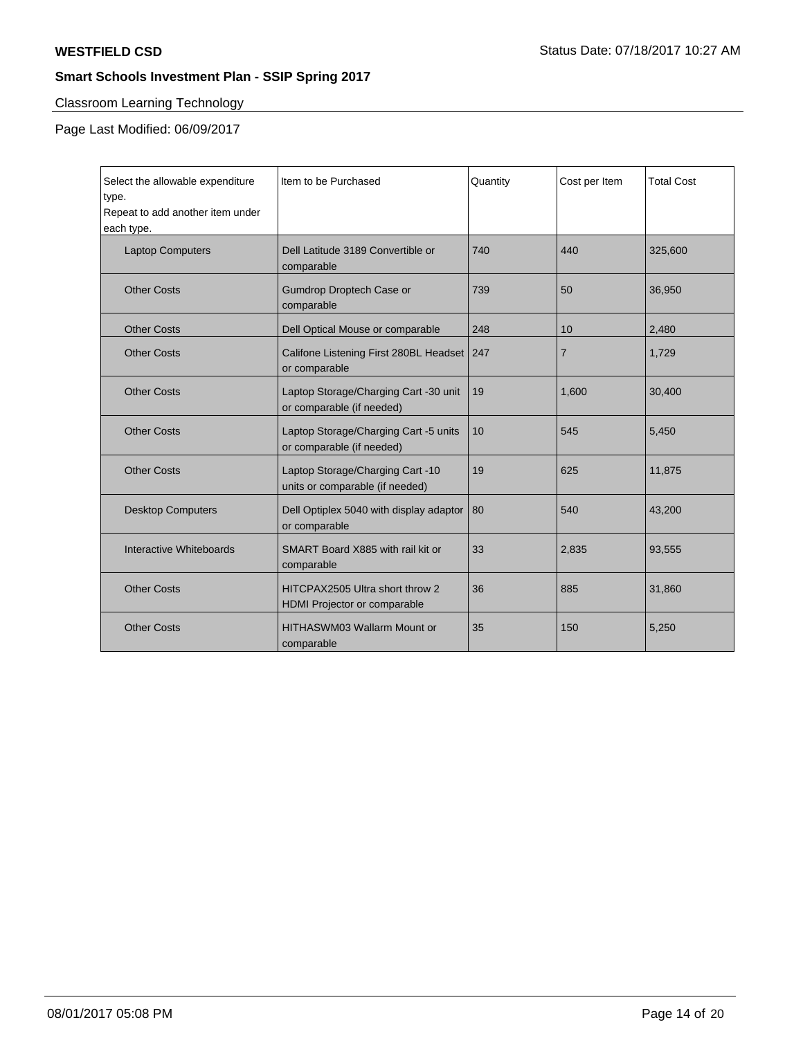**WESTFIELD CSD**

Status Date: 07/18/2017 10:27 AM

**Smart Schools Investment Plan - SSIP Spring 2017**

Classroom Learning Technology

Page Last Modified: 06/09/2017

| Select the allowable expenditure type. Repeat to add another item under each type. | Item to be Purchased | Quantity | Cost per Item | Total Cost |
|---|---|---|---|---|
| Laptop Computers | Dell Latitude 3189 Convertible or comparable | 740 | 440 | 325,600 |
| Other Costs | Gumdrop Droptech Case or comparable | 739 | 50 | 36,950 |
| Other Costs | Dell Optical Mouse or comparable | 248 | 10 | 2,480 |
| Other Costs | Califone Listening First 280BL Headset or comparable | 247 | 7 | 1,729 |
| Other Costs | Laptop Storage/Charging Cart -30 unit or comparable (if needed) | 19 | 1,600 | 30,400 |
| Other Costs | Laptop Storage/Charging Cart -5 units or comparable (if needed) | 10 | 545 | 5,450 |
| Other Costs | Laptop Storage/Charging Cart -10 units or comparable (if needed) | 19 | 625 | 11,875 |
| Desktop Computers | Dell Optiplex 5040 with display adaptor or comparable | 80 | 540 | 43,200 |
| Interactive Whiteboards | SMART Board X885 with rail kit or comparable | 33 | 2,835 | 93,555 |
| Other Costs | HITCPAX2505 Ultra short throw 2 HDMI Projector or comparable | 36 | 885 | 31,860 |
| Other Costs | HITHASWM03 Wallarm Mount or comparable | 35 | 150 | 5,250 |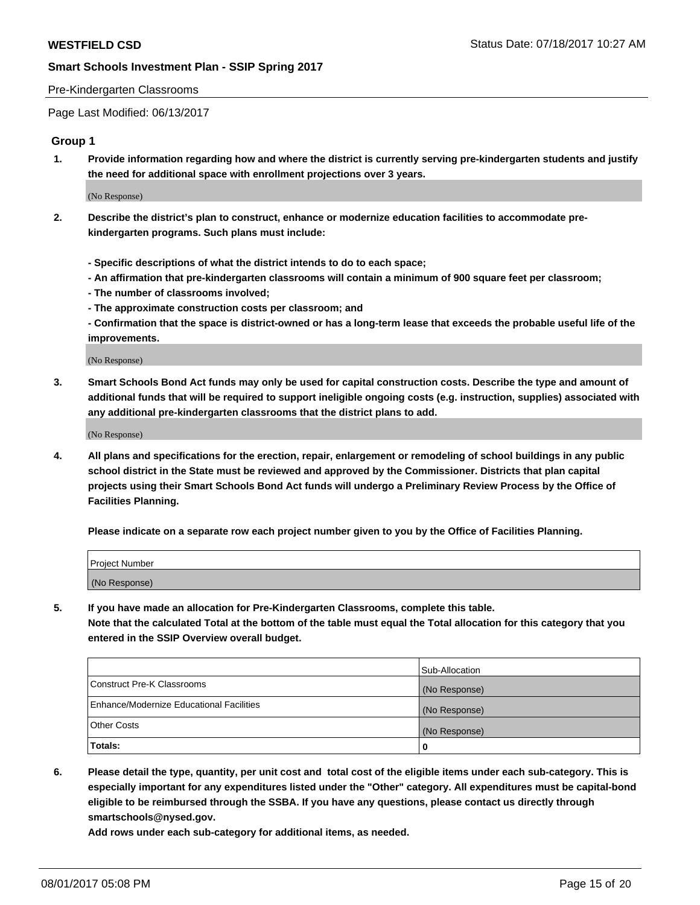Pre-Kindergarten Classrooms

Page Last Modified: 06/13/2017

## Group 1

**1. Provide information regarding how and where the district is currently serving pre-kindergarten students and justify the need for additional space with enrollment projections over 3 years.**

(No Response)

**2. Describe the district's plan to construct, enhance or modernize education facilities to accommodate pre-kindergarten programs. Such plans must include:**

**- Specific descriptions of what the district intends to do to each space;**
**- An affirmation that pre-kindergarten classrooms will contain a minimum of 900 square feet per classroom;**
**- The number of classrooms involved;**
**- The approximate construction costs per classroom; and**
**- Confirmation that the space is district-owned or has a long-term lease that exceeds the probable useful life of the improvements.**

(No Response)

**3. Smart Schools Bond Act funds may only be used for capital construction costs. Describe the type and amount of additional funds that will be required to support ineligible ongoing costs (e.g. instruction, supplies) associated with any additional pre-kindergarten classrooms that the district plans to add.**

(No Response)

**4. All plans and specifications for the erection, repair, enlargement or remodeling of school buildings in any public school district in the State must be reviewed and approved by the Commissioner. Districts that plan capital projects using their Smart Schools Bond Act funds will undergo a Preliminary Review Process by the Office of Facilities Planning.**

**Please indicate on a separate row each project number given to you by the Office of Facilities Planning.**

| Project Number |
|---|
| (No Response) |

**5. If you have made an allocation for Pre-Kindergarten Classrooms, complete this table.**
**Note that the calculated Total at the bottom of the table must equal the Total allocation for this category that you entered in the SSIP Overview overall budget.**

| | Sub-Allocation |
|---|---|
| Construct Pre-K Classrooms | (No Response) |
| Enhance/Modernize Educational Facilities | (No Response) |
| Other Costs | (No Response) |
| **Totals:** | **0** |

**6. Please detail the type, quantity, per unit cost and total cost of the eligible items under each sub-category. This is especially important for any expenditures listed under the "Other" category. All expenditures must be capital-bond eligible to be reimbursed through the SSBA. If you have any questions, please contact us directly through smartschools@nysed.gov.**
**Add rows under each sub-category for additional items, as needed.**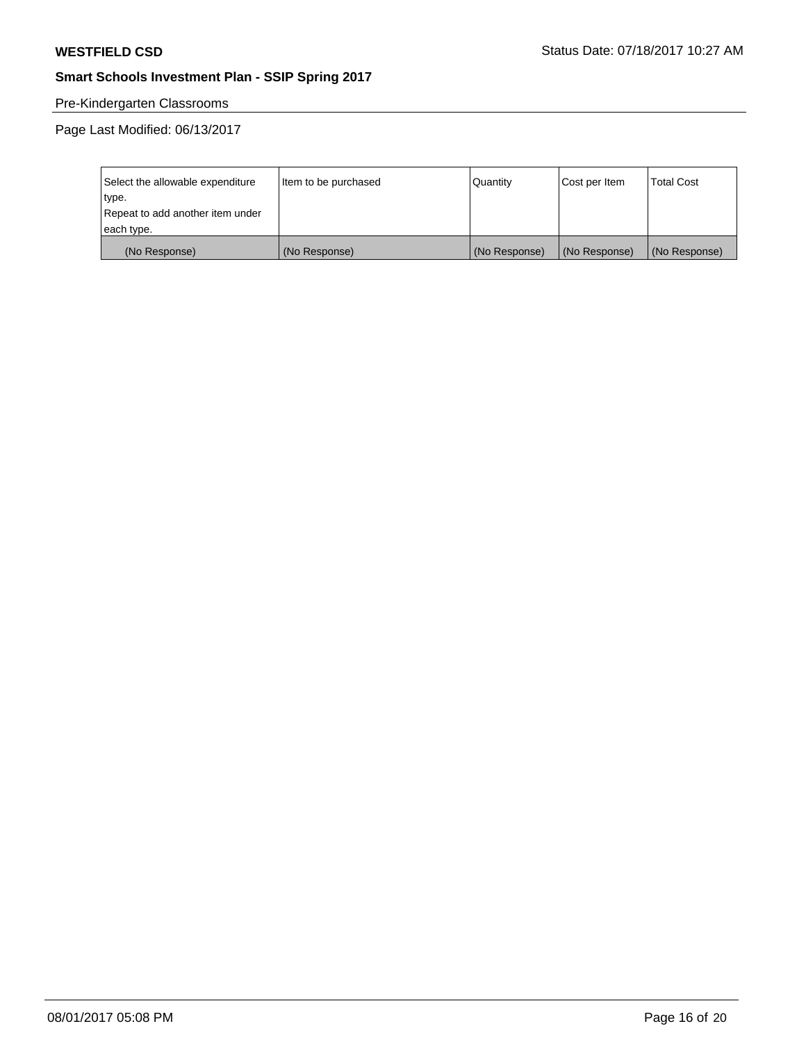Pre-Kindergarten Classrooms

Page Last Modified: 06/13/2017

| Select the allowable expenditure type.<br>Repeat to add another item under each type. | Item to be purchased | Quantity | Cost per Item | Total Cost |
|---|---|---|---|---|
| (No Response) | (No Response) | (No Response) | (No Response) | (No Response) |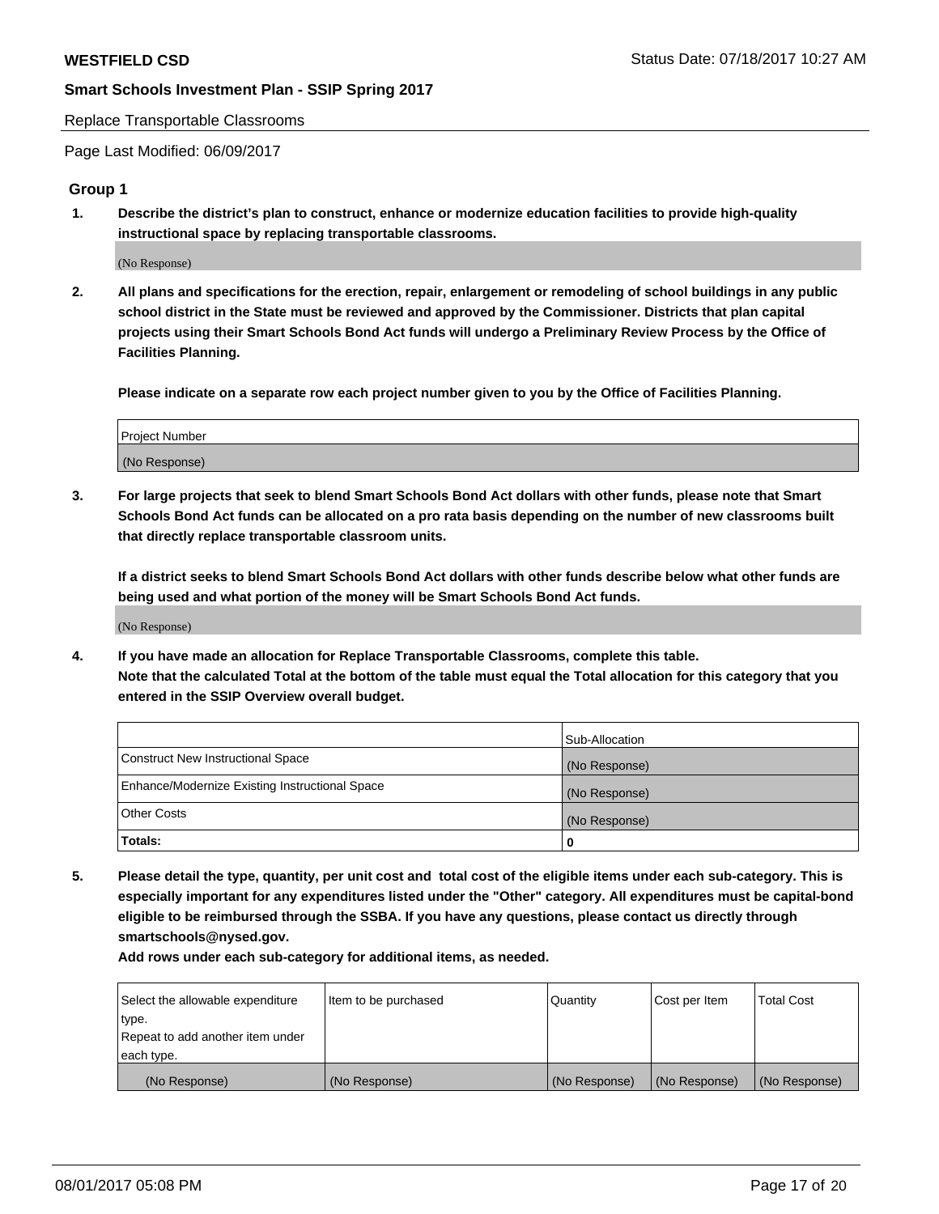Replace Transportable Classrooms

Page Last Modified: 06/09/2017

## Group 1

**1. Describe the district's plan to construct, enhance or modernize education facilities to provide high-quality instructional space by replacing transportable classrooms.**

(No Response)

**2. All plans and specifications for the erection, repair, enlargement or remodeling of school buildings in any public school district in the State must be reviewed and approved by the Commissioner. Districts that plan capital projects using their Smart Schools Bond Act funds will undergo a Preliminary Review Process by the Office of Facilities Planning.**

**Please indicate on a separate row each project number given to you by the Office of Facilities Planning.**

| Project Number |
| --- |
| (No Response) |

**3. For large projects that seek to blend Smart Schools Bond Act dollars with other funds, please note that Smart Schools Bond Act funds can be allocated on a pro rata basis depending on the number of new classrooms built that directly replace transportable classroom units.**

**If a district seeks to blend Smart Schools Bond Act dollars with other funds describe below what other funds are being used and what portion of the money will be Smart Schools Bond Act funds.**

(No Response)

**4. If you have made an allocation for Replace Transportable Classrooms, complete this table. Note that the calculated Total at the bottom of the table must equal the Total allocation for this category that you entered in the SSIP Overview overall budget.**

| | Sub-Allocation |
| --- | --- |
| Construct New Instructional Space | (No Response) |
| Enhance/Modernize Existing Instructional Space | (No Response) |
| Other Costs | (No Response) |
| **Totals:** | **0** |

**5. Please detail the type, quantity, per unit cost and total cost of the eligible items under each sub-category. This is especially important for any expenditures listed under the "Other" category. All expenditures must be capital-bond eligible to be reimbursed through the SSBA. If you have any questions, please contact us directly through smartschools@nysed.gov.**

**Add rows under each sub-category for additional items, as needed.**

| Select the allowable expenditure type. Repeat to add another item under each type. | Item to be purchased | Quantity | Cost per Item | Total Cost |
| --- | --- | --- | --- | --- |
| (No Response) | (No Response) | (No Response) | (No Response) | (No Response) |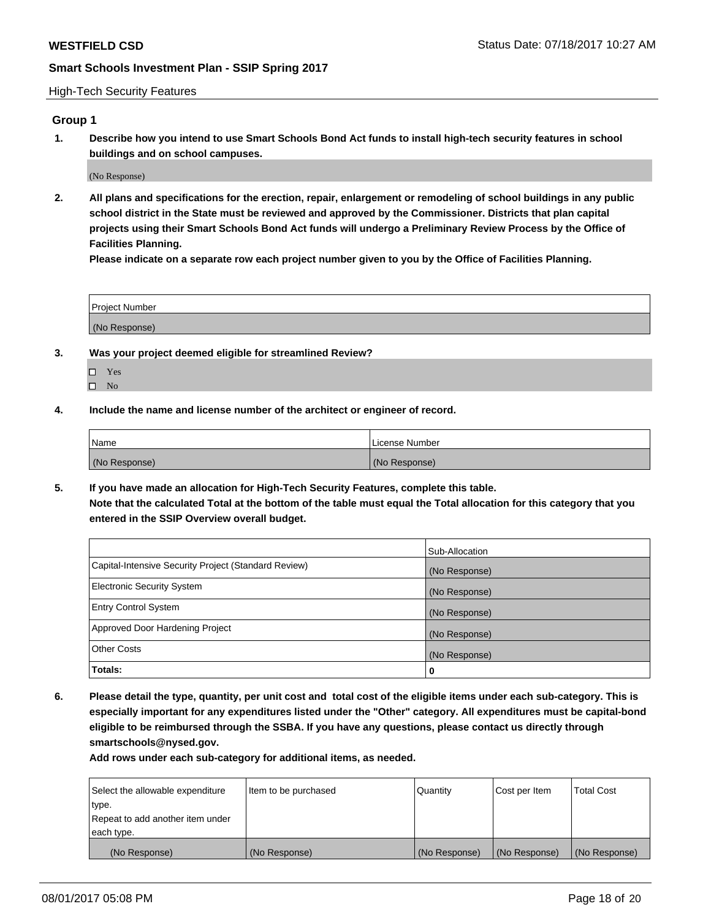## High-Tech Security Features

### Group 1

**1. Describe how you intend to use Smart Schools Bond Act funds to install high-tech security features in school buildings and on school campuses.**

(No Response)

**2. All plans and specifications for the erection, repair, enlargement or remodeling of school buildings in any public school district in the State must be reviewed and approved by the Commissioner. Districts that plan capital projects using their Smart Schools Bond Act funds will undergo a Preliminary Review Process by the Office of Facilities Planning.**

**Please indicate on a separate row each project number given to you by the Office of Facilities Planning.**

| Project Number |
|---|
| (No Response) |

**3. Was your project deemed eligible for streamlined Review?**

☐ Yes
☐ No

**4. Include the name and license number of the architect or engineer of record.**

| Name | License Number |
|---|---|
| (No Response) | (No Response) |

**5. If you have made an allocation for High-Tech Security Features, complete this table.**
**Note that the calculated Total at the bottom of the table must equal the Total allocation for this category that you entered in the SSIP Overview overall budget.**

| | Sub-Allocation |
|---|---|
| Capital-Intensive Security Project (Standard Review) | (No Response) |
| Electronic Security System | (No Response) |
| Entry Control System | (No Response) |
| Approved Door Hardening Project | (No Response) |
| Other Costs | (No Response) |
| **Totals:** | **0** |

**6. Please detail the type, quantity, per unit cost and total cost of the eligible items under each sub-category. This is especially important for any expenditures listed under the "Other" category. All expenditures must be capital-bond eligible to be reimbursed through the SSBA. If you have any questions, please contact us directly through smartschools@nysed.gov.**

**Add rows under each sub-category for additional items, as needed.**

| Select the allowable expenditure type. Repeat to add another item under each type. | Item to be purchased | Quantity | Cost per Item | Total Cost |
|---|---|---|---|---|
| (No Response) | (No Response) | (No Response) | (No Response) | (No Response) |